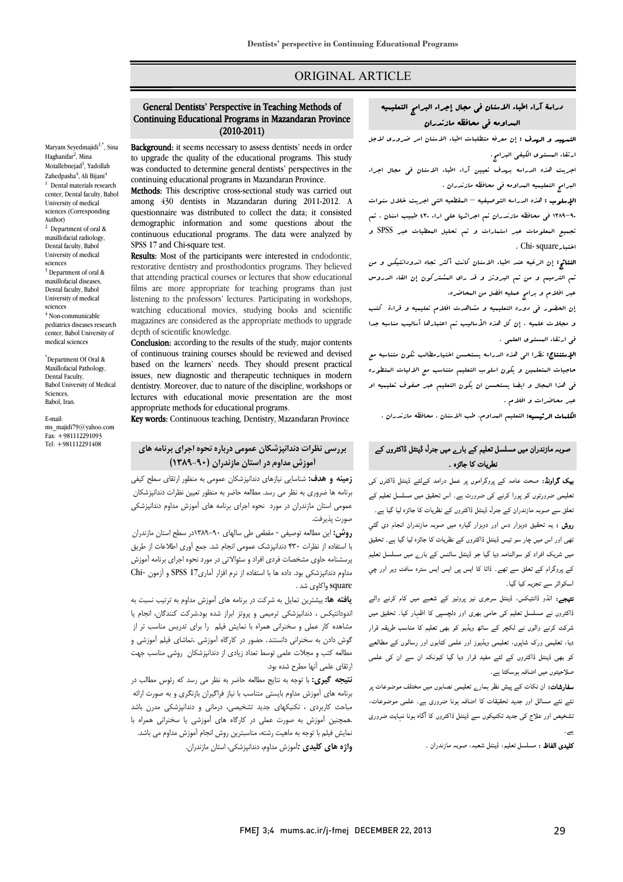ORIGINAL ARTICLE

# General Dentists' Perspective in Teaching Methods of Continuing Educational Programs in Mazandaran Province (2010-2011)

Maryam Seyedmajidi[1,*], Sina Haghanifar[2], Mina Motallebnejad[3], Yadollah Zahedpasha[4], Ali Bijani[4]

[1] Dental materials research center, Dental faculty, Babol University of medical sciences (Corresponding Author)

[2] Department of oral & maxillofacial radiology, Dental faculty, Babol University of medical sciences

[3] Department of oral & maxillofacial diseases, Dental faculty, Babol University of medical sciences

[4] Non-communicable pediatrics diseases research center, Babol University of medical sciences

*Department Of Oral & Maxillofacial Pathology, Dental Faculty, Babol University of Medical Sciences, Babol, Iran.

E-mail: ms_majidi79@yahoo.com
Fax: +981112291093
Tel: +981112291408

**Background:** it seems necessary to assess dentists' needs in order to upgrade the quality of the educational programs. This study was conducted to determine general dentists' perspectives in the continuing educational programs in Mazandaran Province.

**Methods:** This descriptive cross-sectional study was carried out among 430 dentists in Mazandaran during 2011-2012. A questionnaire was distributed to collect the data; it consisted demographic information and some questions about the continuous educational programs. The data were analyzed by SPSS 17 and Chi-square test.

**Results:** Most of the participants were interested in endodontic, restorative dentistry and prosthodontics programs. They believed that attending practical courses or lectures that show educational films are more appropriate for teaching programs than just listening to the professors' lectures. Participating in workshops, watching educational movies, studying books and scientific magazines are considered as the appropriate methods to upgrade depth of scientific knowledge.

**Conclusion:** according to the results of the study, major contents of continuous training courses should be reviewed and devised based on the learners' needs. They should present practical issues, new diagnostic and therapeutic techniques in modern dentistry. Moreover, due to nature of the discipline, workshops or lectures with educational movie presentation are the most appropriate methods for educational programs.

**Key words:** Continuous teaching, Dentistry, Mazandaran Province

## بررسی نظرات دندانپزشکان عمومی درباره نحوه اجرای برنامه های آموزش مداوم در استان مازندران (۹۰-۱۳۸۹)

**زمینه و هدف:** شناسایی نیازهای دندانپزشکان عمومی به منظور ارتقای سطح کیفی برنامه ها ضروری به نظر می رسد. مطالعه حاضر به منظور تعیین نظرات دندانپزشکان عمومی استان مازندران در مورد نحوه اجرای برنامه های آموزش مداوم دندانپزشکی صورت پذیرفت.

**روش:** این مطالعه توصیفی - مقطعی طی سالهای ۹۰-۱۳۸۹در سطح استان مازندران با استفاده از نظرات ۴۳۰ دندانپزشک عمومی انجام شد. جمع آوری اطلاعات از طریق پرسشنامه حاوی مشخصات فردی افراد و سئوالاتی در مورد نحوه اجرای برنامه آموزش مداوم دندانپزشکی بود. داده ها با استفاده از نرم افزار آماری SPSS 17 و آزمون Chi-square واکاوی شد .

**یافته ها:** بیشترین تمایل به شرکت در برنامه های آموزش مداوم به ترتیب نسبت به اندودانتیکس ، دندانپزشکی ترمیمی و پروتز ابراز شده بود.شرکت کنندگان، انجام یا مشاهده کار عملی و سخنرانی همراه با نمایش فیلم را برای تدریس مناسب تر از گوش دادن به سخنرانی دانستند. حضور در کارگاه آموزشی ،تماشای فیلم آموزشی و مطالعه کتب و مجلات علمی توسط تعداد زیادی از دندانپزشکان روشی مناسب جهت ارتقای علمی آنها مطرح شده بود.

**نتیجه گیری:** با توجه به نتایج مطالعه حاضر به نظر می رسد که رئوس مطالب در برنامه های آموزش مداوم بایستی متناسب با نیاز فراگیران بازنگری و به صورت ارائه مباحث کاربردی ، تکنیکهای جدید تشخیصی، درمانی و دندانپزشکی مدرن باشد .همچنین آموزش به صورت عملی در کارگاه های آموزشی یا سخنرانی همراه با نمایش فیلم با توجه به ماهیت رشته، مناسبترین روش انجام آموزش مداوم می باشد.

**واژه های کلیدی :**آموزش مداوم، دندانپزشکی، استان مازندران.

## دراسة آراء اطباء الاسنان فی مجال إجراء البرامج التعلیمیه المداومه فی محافظه مازندران

**التمهید و الهدف :** إن معرفه متطلبات اطباء الاسنان امر ضروری لاجل ارتقاء المستوی الکیفی البرامج.

اجریت هذه الدراسه بهدف تعیین آراء اطباء الاسنان فی مجال اجراء البرامج التعلیمیه المداومه فی محافظه مازندران .

**الأسلوب :** هذه الدراسه التوصیفیه – المقطعیه التی اجریت خلال سنوات ۹۰-۱۳۸۹ فی محافظه مازندران تم اجرائها علی اراء ۴۳۰ طبیب اسنان . تم تجمیع المعلومات عبر استمارات و تم تحلیل المعطیات عبر SPSS و اختبارChi- square .

**النتائج:** إن الرغبه عند اطباء الاسنان کانت أکثر تجاه اندودانتیکس و من ثم الترمیم و من ثم البروتز و قد رای المشترکون إن القاء الدروس عبر افلام و برامج عملیه افضل من المحاضره.

إن الحضور فی دوره التعلیمیه و مشاهدت افلام تعلیمیه و قراءة کتب و مجلات علمیه . إن کل هذه الأسالیب تم اعتبارها أسالیب مناسبه جدا فی ارتقاء المستوی العلمی .

**الإستنتاج:** نظرا الی هذه الدراسه یستحسن اختیارمطالب تکون متناسبه مع حاجیات المتعلمین و یکون اسلوب التعلیم متناسب مع الالیات المتطوره فی هذا المجال و ایضا یستحسن ان یکون التعلیم عبر صفوف تعلیمیه او عبر محاضرات و افلام .

**الکلمات الرئیسیه:** التعلیم المداوم، طب الاسنان ، محافظه مازندران .

## صوبہ مازندران میں مسلسل تعلیم کے بارے میں جنرل ڈینٹل ڈاکٹروں کے نظریات کا جائزہ ۔

**بیک گراونڈ:** صحت عامہ کے پروگراموں پر عمل درامد کےلئے ڈینٹل ڈاکٹرن کی تعلیمی ضرورتوں کو پورا کرنے کی ضرورت ہے۔ اس تحقیق میں مسلسل تعلیم کے تعلق سے صوبہ مازندران کے جنرل ڈینٹل ڈاکٹروں کے نظریات کا جائزہ لیا گیا ہے۔

**روش :** یہ تحقیق دوہزار دس اور دوہزار گیارہ میں صوبہ مازندران انجام دی گئي تھی اور اس میں چار سو تیس ڈینٹل ڈاکٹروں کے نظریات کا جائزہ لیا گيا ہے۔ تحقیق میں شریک افراد کو سوالنامہ دیا گیا جو ڈینٹل سائنس کے بارے میں مسلسل تعلیم کے پروگرام کے تعلق سے تھے۔ ڈاٹا کا ایس پی ایس ایس سترہ سافٹ ویر اور چي اسکوائر سے تجزیہ کیا گیا۔

**نتیجے:** انڈو ڈانٹیکس، ڈینٹل سرجری نیز پروتیز کے شعبے میں کام کرنے والے ڈاکٹروں نے مسلسل تعلیم کے حامی بھری اور دلچسپی کا اظہار کیا۔ تحقیق میں شرکت کرنے والوں نے لکچر کے ساتھ ویڈیو کو بھی تعلیم کا مناسب طریقہ قرار دیا، تعلیمی ورک شاپوں، تعلیمی ویڈیوز اور علمی کتابوں اور رسالوں کے مطالعے کو بھی ڈینٹل ڈاکٹروں کے لئے مفید قرار دیا گيا کیونکہ ان سے ان کی علمی صلاحیتوں میں اضافہ ہوسکتا ہے۔

**سفارشات:** ان نکات کے پیش نظر ہمارے تعلیمی نصابوں میں مختلف موضوعات پر نئے نئے مسائل اور جدید تحقیقات کا اضافہ ہونا ضروری ہے۔ علمی موضوعات، تشخیص اور علاج کی جدید تکنیکوں سے ڈینٹل ڈاکٹروں کا آگاہ ہونا نہایت ضروری ہے۔

**کلیدی الفاظ :** مسلسل تعلیم، ڈینٹل شعبہ، صوبہ مازندران ۔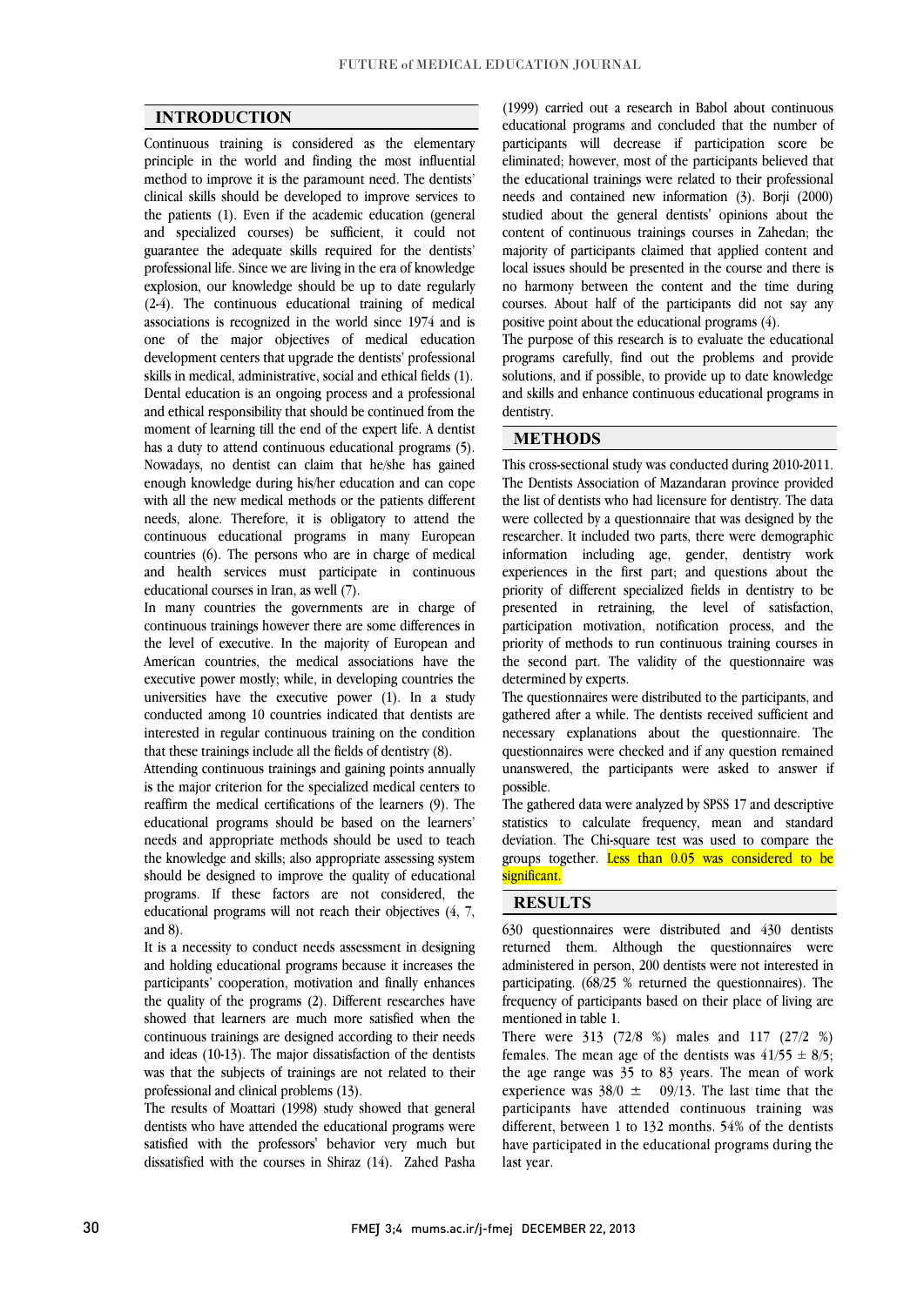## INTRODUCTION

Continuous training is considered as the elementary principle in the world and finding the most influential method to improve it is the paramount need. The dentists' clinical skills should be developed to improve services to the patients (1). Even if the academic education (general and specialized courses) be sufficient, it could not guarantee the adequate skills required for the dentists' professional life. Since we are living in the era of knowledge explosion, our knowledge should be up to date regularly (2-4). The continuous educational training of medical associations is recognized in the world since 1974 and is one of the major objectives of medical education development centers that upgrade the dentists' professional skills in medical, administrative, social and ethical fields (1).

Dental education is an ongoing process and a professional and ethical responsibility that should be continued from the moment of learning till the end of the expert life. A dentist has a duty to attend continuous educational programs (5). Nowadays, no dentist can claim that he/she has gained enough knowledge during his/her education and can cope with all the new medical methods or the patients different needs, alone. Therefore, it is obligatory to attend the continuous educational programs in many European countries (6). The persons who are in charge of medical and health services must participate in continuous educational courses in Iran, as well (7).

In many countries the governments are in charge of continuous trainings however there are some differences in the level of executive. In the majority of European and American countries, the medical associations have the executive power mostly; while, in developing countries the universities have the executive power (1). In a study conducted among 10 countries indicated that dentists are interested in regular continuous training on the condition that these trainings include all the fields of dentistry (8).

Attending continuous trainings and gaining points annually is the major criterion for the specialized medical centers to reaffirm the medical certifications of the learners (9). The educational programs should be based on the learners' needs and appropriate methods should be used to teach the knowledge and skills; also appropriate assessing system should be designed to improve the quality of educational programs. If these factors are not considered, the educational programs will not reach their objectives (4, 7, and 8).

It is a necessity to conduct needs assessment in designing and holding educational programs because it increases the participants' cooperation, motivation and finally enhances the quality of the programs (2). Different researches have showed that learners are much more satisfied when the continuous trainings are designed according to their needs and ideas (10-13). The major dissatisfaction of the dentists was that the subjects of trainings are not related to their professional and clinical problems (13).

The results of Moattari (1998) study showed that general dentists who have attended the educational programs were satisfied with the professors' behavior very much but dissatisfied with the courses in Shiraz (14). Zahed Pasha (1999) carried out a research in Babol about continuous educational programs and concluded that the number of participants will decrease if participation score be eliminated; however, most of the participants believed that the educational trainings were related to their professional needs and contained new information (3). Borji (2000) studied about the general dentists' opinions about the content of continuous trainings courses in Zahedan; the majority of participants claimed that applied content and local issues should be presented in the course and there is no harmony between the content and the time during courses. About half of the participants did not say any positive point about the educational programs (4).

The purpose of this research is to evaluate the educational programs carefully, find out the problems and provide solutions, and if possible, to provide up to date knowledge and skills and enhance continuous educational programs in dentistry.

## METHODS

This cross-sectional study was conducted during 2010-2011. The Dentists Association of Mazandaran province provided the list of dentists who had licensure for dentistry. The data were collected by a questionnaire that was designed by the researcher. It included two parts, there were demographic information including age, gender, dentistry work experiences in the first part; and questions about the priority of different specialized fields in dentistry to be presented in retraining, the level of satisfaction, participation motivation, notification process, and the priority of methods to run continuous training courses in the second part. The validity of the questionnaire was determined by experts.

The questionnaires were distributed to the participants, and gathered after a while. The dentists received sufficient and necessary explanations about the questionnaire. The questionnaires were checked and if any question remained unanswered, the participants were asked to answer if possible.

The gathered data were analyzed by SPSS 17 and descriptive statistics to calculate frequency, mean and standard deviation. The Chi-square test was used to compare the groups together. Less than 0.05 was considered to be significant.

## RESULTS

630 questionnaires were distributed and 430 dentists returned them. Although the questionnaires were administered in person, 200 dentists were not interested in participating. (68/25 % returned the questionnaires). The frequency of participants based on their place of living are mentioned in table 1.

There were 313 (72/8 %) males and 117 (27/2 %) females. The mean age of the dentists was $41/55 \pm 8/5$; the age range was 35 to 83 years. The mean of work experience was $38/0 \pm 09/13$. The last time that the participants have attended continuous training was different, between 1 to 132 months. 54% of the dentists have participated in the educational programs during the last year.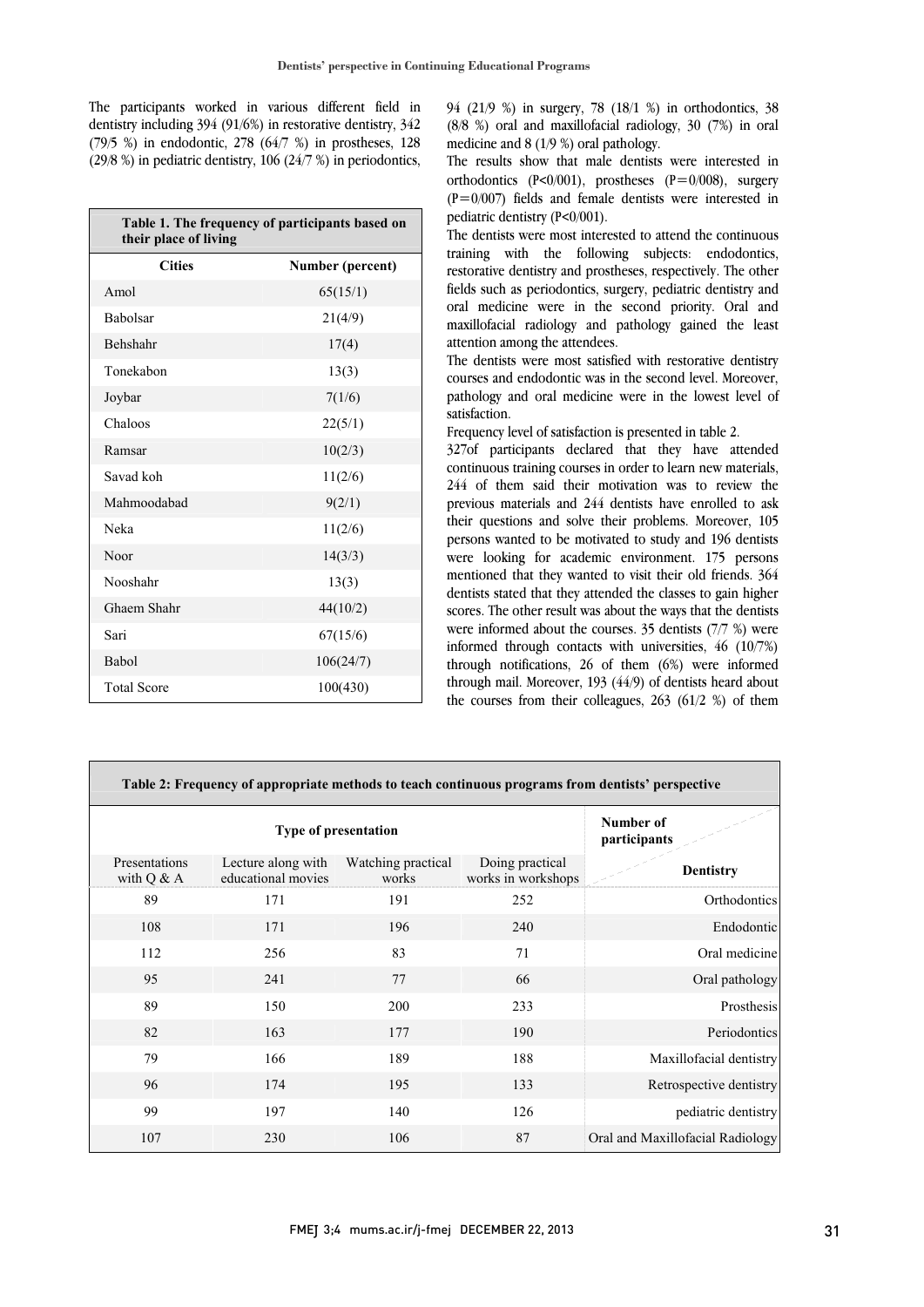The participants worked in various different field in dentistry including 394 (91/6%) in restorative dentistry, 342 (79/5 %) in endodontic, 278 (64/7 %) in prostheses, 128 (29/8 %) in pediatric dentistry, 106 (24/7 %) in periodontics, 94 (21/9 %) in surgery, 78 (18/1 %) in orthodontics, 38 (8/8 %) oral and maxillofacial radiology, 30 (7%) in oral medicine and 8 (1/9 %) oral pathology.

**Table 1. The frequency of participants based on their place of living**

| Cities | Number (percent) |
|---|---|
| Amol | 65(15/1) |
| Babolsar | 21(4/9) |
| Behshahr | 17(4) |
| Tonekabon | 13(3) |
| Joybar | 7(1/6) |
| Chaloos | 22(5/1) |
| Ramsar | 10(2/3) |
| Savad koh | 11(2/6) |
| Mahmoodabad | 9(2/1) |
| Neka | 11(2/6) |
| Noor | 14(3/3) |
| Nooshahr | 13(3) |
| Ghaem Shahr | 44(10/2) |
| Sari | 67(15/6) |
| Babol | 106(24/7) |
| Total Score | 100(430) |

The results show that male dentists were interested in orthodontics (P<0/001), prostheses (P=0/008), surgery (P=0/007) fields and female dentists were interested in pediatric dentistry (P<0/001).

The dentists were most interested to attend the continuous training with the following subjects: endodontics, restorative dentistry and prostheses, respectively. The other fields such as periodontics, surgery, pediatric dentistry and oral medicine were in the second priority. Oral and maxillofacial radiology and pathology gained the least attention among the attendees.

The dentists were most satisfied with restorative dentistry courses and endodontic was in the second level. Moreover, pathology and oral medicine were in the lowest level of satisfaction.

Frequency level of satisfaction is presented in table 2.

327of participants declared that they have attended continuous training courses in order to learn new materials, 244 of them said their motivation was to review the previous materials and 244 dentists have enrolled to ask their questions and solve their problems. Moreover, 105 persons wanted to be motivated to study and 196 dentists were looking for academic environment. 175 persons mentioned that they wanted to visit their old friends. 364 dentists stated that they attended the classes to gain higher scores. The other result was about the ways that the dentists were informed about the courses. 35 dentists (7/7 %) were informed through contacts with universities, 46 (10/7%) through notifications, 26 of them (6%) were informed through mail. Moreover, 193 (44/9) of dentists heard about the courses from their colleagues, 263 (61/2 %) of them

**Table 2: Frequency of appropriate methods to teach continuous programs from dentists' perspective**

| Type of presentation | | | | Number of participants / Dentistry |
|---|---|---|---|---|
| Presentations with Q & A | Lecture along with educational movies | Watching practical works | Doing practical works in workshops | |
| 89 | 171 | 191 | 252 | Orthodontics |
| 108 | 171 | 196 | 240 | Endodontic |
| 112 | 256 | 83 | 71 | Oral medicine |
| 95 | 241 | 77 | 66 | Oral pathology |
| 89 | 150 | 200 | 233 | Prosthesis |
| 82 | 163 | 177 | 190 | Periodontics |
| 79 | 166 | 189 | 188 | Maxillofacial dentistry |
| 96 | 174 | 195 | 133 | Retrospective dentistry |
| 99 | 197 | 140 | 126 | pediatric dentistry |
| 107 | 230 | 106 | 87 | Oral and Maxillofacial Radiology |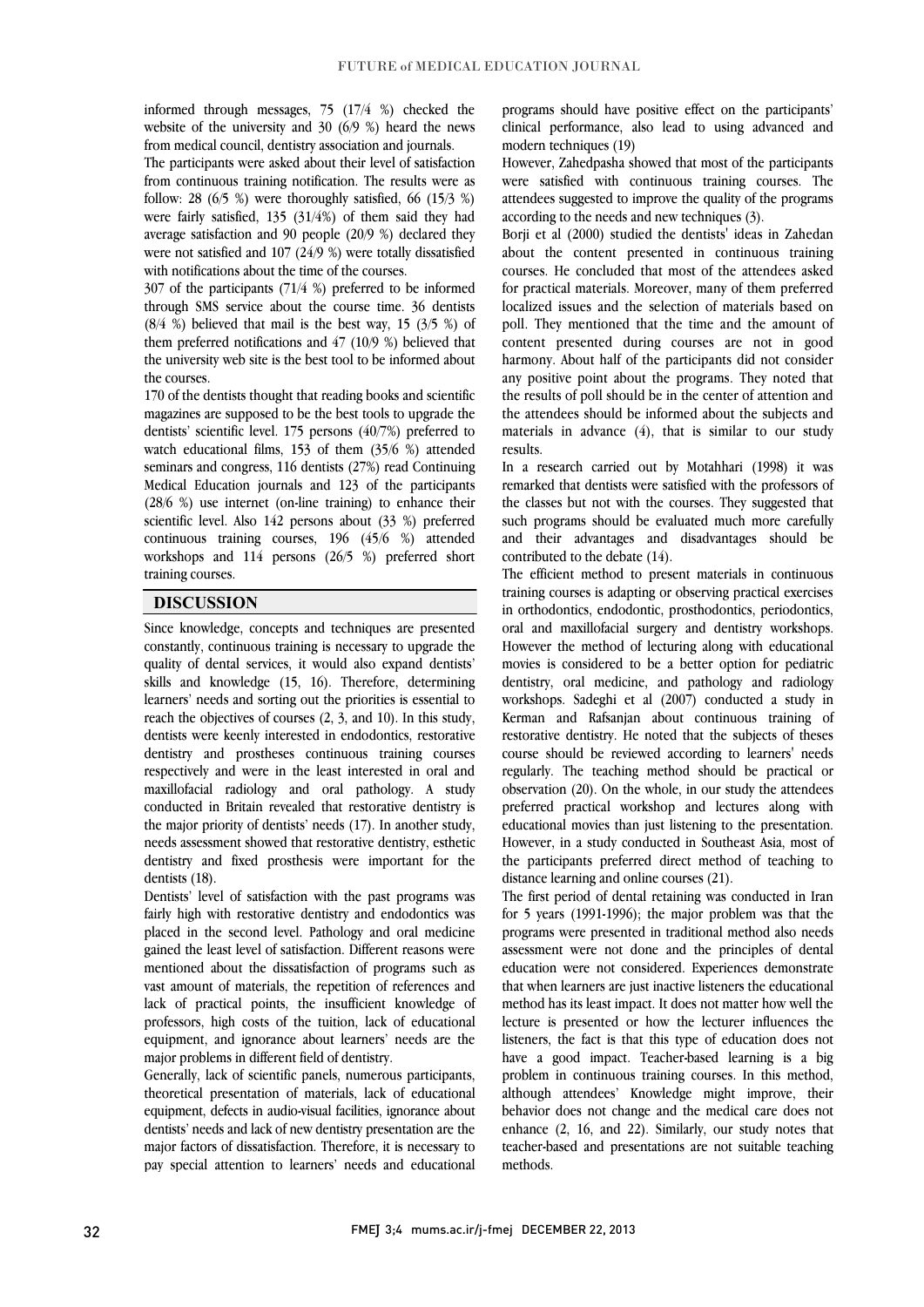informed through messages, 75 (17/4 %) checked the website of the university and 30 (6/9 %) heard the news from medical council, dentistry association and journals.

The participants were asked about their level of satisfaction from continuous training notification. The results were as follow: 28 (6/5 %) were thoroughly satisfied, 66 (15/3 %) were fairly satisfied, 135 (31/4%) of them said they had average satisfaction and 90 people (20/9 %) declared they were not satisfied and 107 (24/9 %) were totally dissatisfied with notifications about the time of the courses.

307 of the participants (71/4 %) preferred to be informed through SMS service about the course time. 36 dentists (8/4 %) believed that mail is the best way, 15 (3/5 %) of them preferred notifications and 47 (10/9 %) believed that the university web site is the best tool to be informed about the courses.

170 of the dentists thought that reading books and scientific magazines are supposed to be the best tools to upgrade the dentists' scientific level. 175 persons (40/7%) preferred to watch educational films, 153 of them (35/6 %) attended seminars and congress, 116 dentists (27%) read Continuing Medical Education journals and 123 of the participants (28/6 %) use internet (on-line training) to enhance their scientific level. Also 142 persons about (33 %) preferred continuous training courses, 196 (45/6 %) attended workshops and 114 persons (26/5 %) preferred short training courses.

## DISCUSSION

Since knowledge, concepts and techniques are presented constantly, continuous training is necessary to upgrade the quality of dental services, it would also expand dentists' skills and knowledge (15, 16). Therefore, determining learners' needs and sorting out the priorities is essential to reach the objectives of courses (2, 3, and 10). In this study, dentists were keenly interested in endodontics, restorative dentistry and prostheses continuous training courses respectively and were in the least interested in oral and maxillofacial radiology and oral pathology. A study conducted in Britain revealed that restorative dentistry is the major priority of dentists' needs (17). In another study, needs assessment showed that restorative dentistry, esthetic dentistry and fixed prosthesis were important for the dentists (18).

Dentists' level of satisfaction with the past programs was fairly high with restorative dentistry and endodontics was placed in the second level. Pathology and oral medicine gained the least level of satisfaction. Different reasons were mentioned about the dissatisfaction of programs such as vast amount of materials, the repetition of references and lack of practical points, the insufficient knowledge of professors, high costs of the tuition, lack of educational equipment, and ignorance about learners' needs are the major problems in different field of dentistry.

Generally, lack of scientific panels, numerous participants, theoretical presentation of materials, lack of educational equipment, defects in audio-visual facilities, ignorance about dentists' needs and lack of new dentistry presentation are the major factors of dissatisfaction. Therefore, it is necessary to pay special attention to learners' needs and educational programs should have positive effect on the participants' clinical performance, also lead to using advanced and modern techniques (19)

However, Zahedpasha showed that most of the participants were satisfied with continuous training courses. The attendees suggested to improve the quality of the programs according to the needs and new techniques (3).

Borji et al (2000) studied the dentists' ideas in Zahedan about the content presented in continuous training courses. He concluded that most of the attendees asked for practical materials. Moreover, many of them preferred localized issues and the selection of materials based on poll. They mentioned that the time and the amount of content presented during courses are not in good harmony. About half of the participants did not consider any positive point about the programs. They noted that the results of poll should be in the center of attention and the attendees should be informed about the subjects and materials in advance (4), that is similar to our study results.

In a research carried out by Motahhari (1998) it was remarked that dentists were satisfied with the professors of the classes but not with the courses. They suggested that such programs should be evaluated much more carefully and their advantages and disadvantages should be contributed to the debate (14).

The efficient method to present materials in continuous training courses is adapting or observing practical exercises in orthodontics, endodontic, prosthodontics, periodontics, oral and maxillofacial surgery and dentistry workshops. However the method of lecturing along with educational movies is considered to be a better option for pediatric dentistry, oral medicine, and pathology and radiology workshops. Sadeghi et al (2007) conducted a study in Kerman and Rafsanjan about continuous training of restorative dentistry. He noted that the subjects of theses course should be reviewed according to learners' needs regularly. The teaching method should be practical or observation (20). On the whole, in our study the attendees preferred practical workshop and lectures along with educational movies than just listening to the presentation. However, in a study conducted in Southeast Asia, most of the participants preferred direct method of teaching to distance learning and online courses (21).

The first period of dental retaining was conducted in Iran for 5 years (1991-1996); the major problem was that the programs were presented in traditional method also needs assessment were not done and the principles of dental education were not considered. Experiences demonstrate that when learners are just inactive listeners the educational method has its least impact. It does not matter how well the lecture is presented or how the lecturer influences the listeners, the fact is that this type of education does not have a good impact. Teacher-based learning is a big problem in continuous training courses. In this method, although attendees' Knowledge might improve, their behavior does not change and the medical care does not enhance (2, 16, and 22). Similarly, our study notes that teacher-based and presentations are not suitable teaching methods.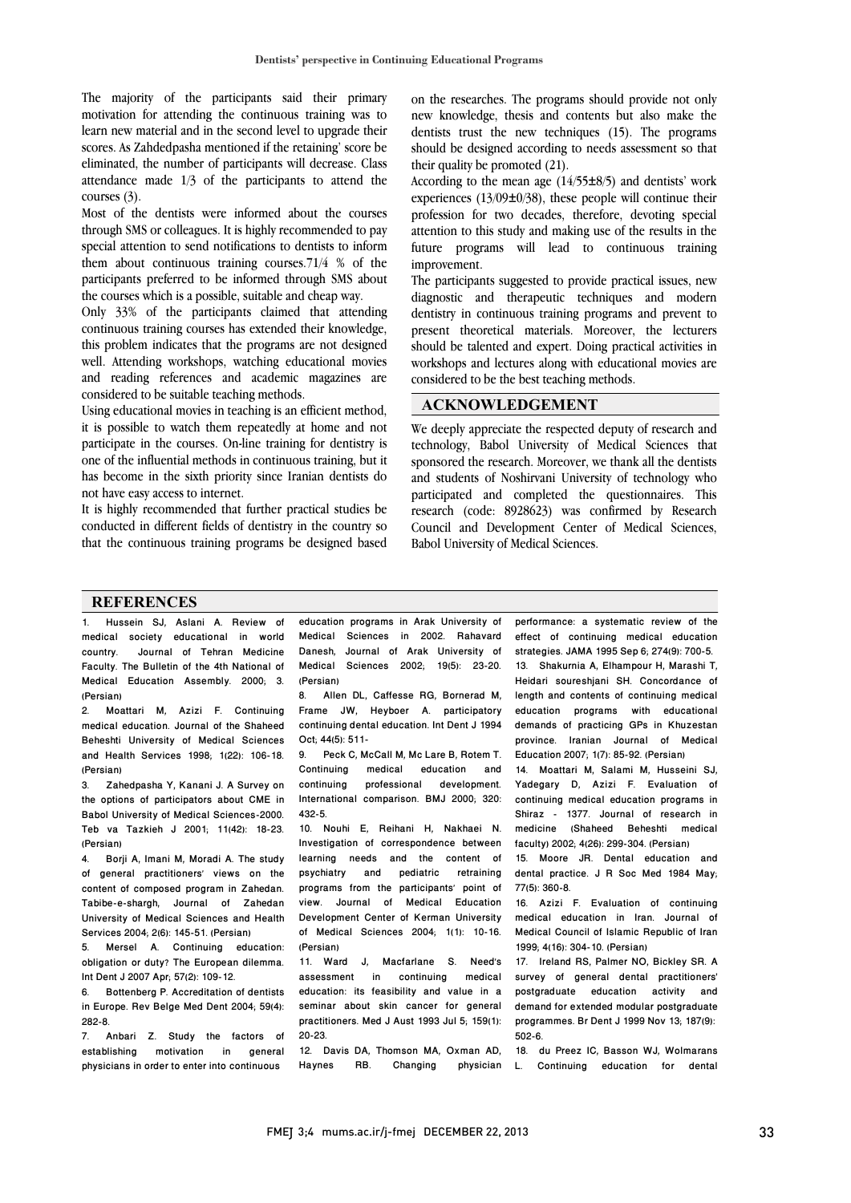The majority of the participants said their primary motivation for attending the continuous training was to learn new material and in the second level to upgrade their scores. As Zahdedpasha mentioned if the retaining' score be eliminated, the number of participants will decrease. Class attendance made 1/3 of the participants to attend the courses (3).

Most of the dentists were informed about the courses through SMS or colleagues. It is highly recommended to pay special attention to send notifications to dentists to inform them about continuous training courses.71/4 % of the participants preferred to be informed through SMS about the courses which is a possible, suitable and cheap way.

Only 33% of the participants claimed that attending continuous training courses has extended their knowledge, this problem indicates that the programs are not designed well. Attending workshops, watching educational movies and reading references and academic magazines are considered to be suitable teaching methods.

Using educational movies in teaching is an efficient method, it is possible to watch them repeatedly at home and not participate in the courses. On-line training for dentistry is one of the influential methods in continuous training, but it has become in the sixth priority since Iranian dentists do not have easy access to internet.

It is highly recommended that further practical studies be conducted in different fields of dentistry in the country so that the continuous training programs be designed based on the researches. The programs should provide not only new knowledge, thesis and contents but also make the dentists trust the new techniques (15). The programs should be designed according to needs assessment so that their quality be promoted (21).

According to the mean age (14/55±8/5) and dentists' work experiences (13/09±0/38), these people will continue their profession for two decades, therefore, devoting special attention to this study and making use of the results in the future programs will lead to continuous training improvement.

The participants suggested to provide practical issues, new diagnostic and therapeutic techniques and modern dentistry in continuous training programs and prevent to present theoretical materials. Moreover, the lecturers should be talented and expert. Doing practical activities in workshops and lectures along with educational movies are considered to be the best teaching methods.

## ACKNOWLEDGEMENT

We deeply appreciate the respected deputy of research and technology, Babol University of Medical Sciences that sponsored the research. Moreover, we thank all the dentists and students of Noshirvani University of technology who participated and completed the questionnaires. This research (code: 8928623) was confirmed by Research Council and Development Center of Medical Sciences, Babol University of Medical Sciences.

## REFERENCES

1. Hussein SJ, Aslani A. Review of medical society educational in world country. Journal of Tehran Medicine Faculty. The Bulletin of the 4th National of Medical Education Assembly. 2000; 3. (Persian)
2. Moattari M, Azizi F. Continuing medical education. Journal of the Shaheed Beheshti University of Medical Sciences and Health Services 1998; 1(22): 106-18. (Persian)
3. Zahedpasha Y, Kanani J. A Survey on the options of participators about CME in Babol University of Medical Sciences-2000. Teb va Tazkieh J 2001; 11(42): 18-23. (Persian)
4. Borji A, Imani M, Moradi A. The study of general practitioners' views on the content of composed program in Zahedan. Tabibe-e-shargh, Journal of Zahedan University of Medical Sciences and Health Services 2004; 2(6): 145-51. (Persian)
5. Mersel A. Continuing education: obligation or duty? The European dilemma. Int Dent J 2007 Apr; 57(2): 109-12.
6. Bottenberg P. Accreditation of dentists in Europe. Rev Belge Med Dent 2004; 59(4): 282-8.
7. Anbari Z. Study the factors of establishing motivation in general physicians in order to enter into continuous education programs in Arak University of Medical Sciences in 2002. Rahavard Danesh, Journal of Arak University of Medical Sciences 2002; 19(5): 23-20. (Persian)
8. Allen DL, Caffesse RG, Bornerad M, Frame JW, Heyboer A. participatory continuing dental education. Int Dent J 1994 Oct; 44(5): 511-
9. Peck C, McCall M, Mc Lare B, Rotem T. Continuing medical education and continuing professional development. International comparison. BMJ 2000; 320: 432-5.
10. Nouhi E, Reihani H, Nakhaei N. Investigation of correspondence between learning needs and the content of psychiatry and pediatric retraining programs from the participants' point of view. Journal of Medical Education Development Center of Kerman University of Medical Sciences 2004; 1(1): 10-16. (Persian)
11. Ward J, Macfarlane S. Need's assessment in continuing medical education: its feasibility and value in a seminar about skin cancer for general practitioners. Med J Aust 1993 Jul 5; 159(1): 20-23.
12. Davis DA, Thomson MA, Oxman AD, Haynes RB. Changing physician performance: a systematic review of the effect of continuing medical education strategies. JAMA 1995 Sep 6; 274(9): 700-5.
13. Shakurnia A, Elhampour H, Marashi T, Heidari soureshjani SH. Concordance of length and contents of continuing medical education programs with educational demands of practicing GPs in Khuzestan province. Iranian Journal of Medical Education 2007; 1(7): 85-92. (Persian)
14. Moattari M, Salami M, Husseini SJ, Yadegary D, Azizi F. Evaluation of continuing medical education programs in Shiraz - 1377. Journal of research in medicine (Shaheed Beheshti medical faculty) 2002; 4(26): 299-304. (Persian)
15. Moore JR. Dental education and dental practice. J R Soc Med 1984 May; 77(5): 360-8.
16. Azizi F. Evaluation of continuing medical education in Iran. Journal of Medical Council of Islamic Republic of Iran 1999; 4(16): 304-10. (Persian)
17. Ireland RS, Palmer NO, Bickley SR. A survey of general dental practitioners' postgraduate education activity and demand for extended modular postgraduate programmes. Br Dent J 1999 Nov 13; 187(9): 502-6.
18. du Preez IC, Basson WJ, Wolmarans L. Continuing education for dental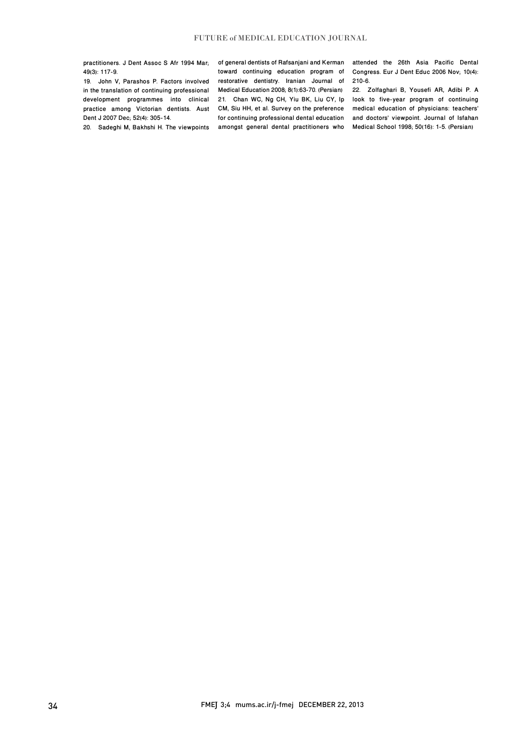practitioners. J Dent Assoc S Afr 1994 Mar; 49(3): 117-9.

19. John V, Parashos P. Factors involved in the translation of continuing professional development programmes into clinical practice among Victorian dentists. Aust Dent J 2007 Dec; 52(4): 305-14.

20. Sadeghi M, Bakhshi H. The viewpoints of general dentists of Rafsanjani and Kerman toward continuing education program of restorative dentistry. Iranian Journal of Medical Education 2008; 8(1):63-70. (Persian)

21. Chan WC, Ng CH, Yiu BK, Liu CY, Ip CM, Siu HH, et al. Survey on the preference for continuing professional dental education amongst general dental practitioners who attended the 26th Asia Pacific Dental Congress. Eur J Dent Educ 2006 Nov; 10(4): 210-6.

22. Zolfaghari B, Yousefi AR, Adibi P. A look to five-year program of continuing medical education of physicians: teachers' and doctors' viewpoint. Journal of Isfahan Medical School 1998; 50(16): 1-5. (Persian)